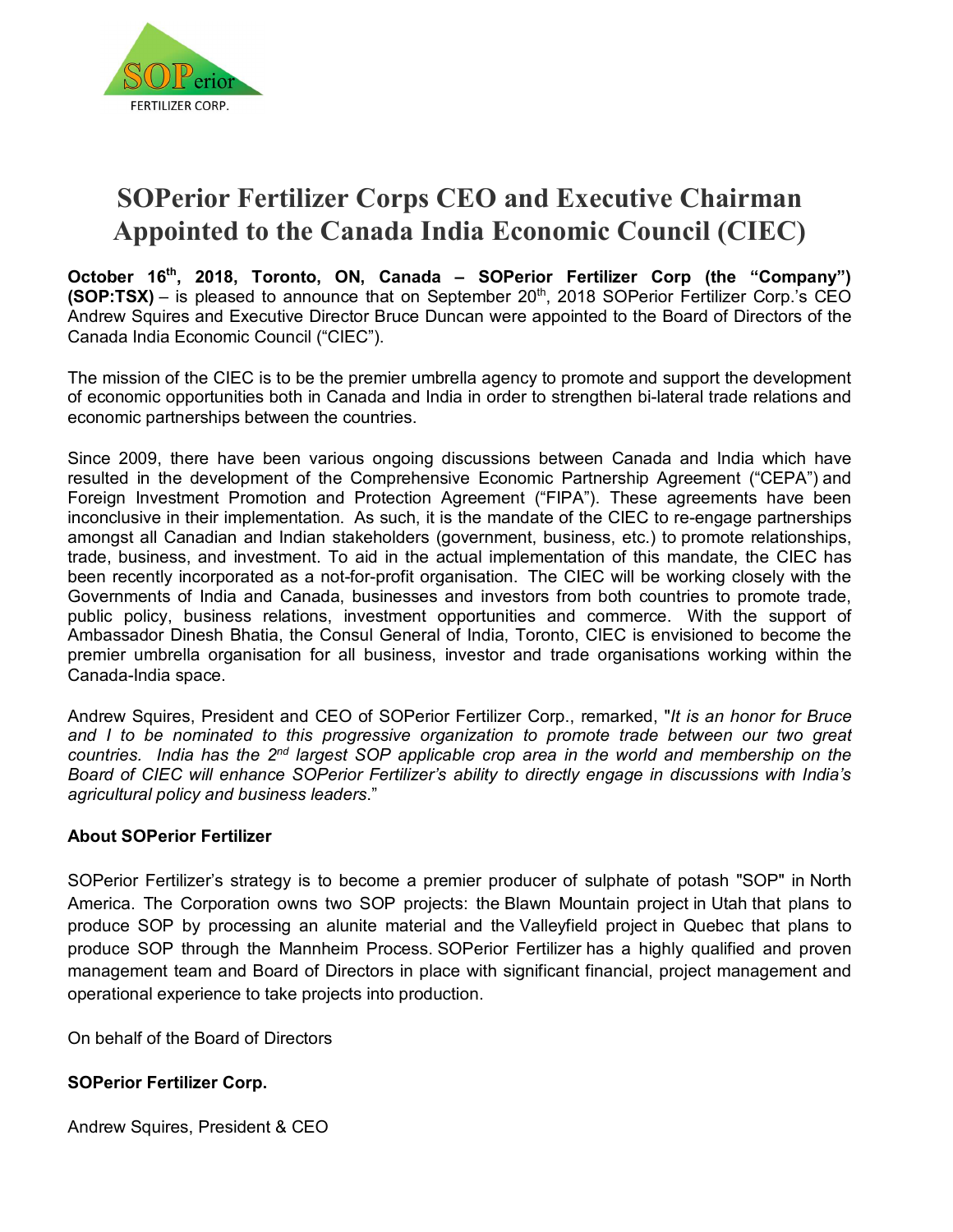SOPerior

FERTILIZER CORP.

# SOPerior Fertilizer Corps CEO and Executive Chairman Appointed to the Canada India Economic Council (CIEC)

**October 16th, 2018, Toronto, ON, Canada – SOPerior Fertilizer Corp (the "Company") (SOP:TSX)** – is pleased to announce that on September 20th, 2018 SOPerior Fertilizer Corp.'s CEO Andrew Squires and Executive Director Bruce Duncan were appointed to the Board of Directors of the Canada India Economic Council ("CIEC").

The mission of the CIEC is to be the premier umbrella agency to promote and support the development of economic opportunities both in Canada and India in order to strengthen bi-lateral trade relations and economic partnerships between the countries.

Since 2009, there have been various ongoing discussions between Canada and India which have resulted in the development of the Comprehensive Economic Partnership Agreement ("CEPA") and Foreign Investment Promotion and Protection Agreement ("FIPA"). These agreements have been inconclusive in their implementation. As such, it is the mandate of the CIEC to re-engage partnerships amongst all Canadian and Indian stakeholders (government, business, etc.) to promote relationships, trade, business, and investment. To aid in the actual implementation of this mandate, the CIEC has been recently incorporated as a not-for-profit organisation. The CIEC will be working closely with the Governments of India and Canada, businesses and investors from both countries to promote trade, public policy, business relations, investment opportunities and commerce. With the support of Ambassador Dinesh Bhatia, the Consul General of India, Toronto, CIEC is envisioned to become the premier umbrella organisation for all business, investor and trade organisations working within the Canada-India space.

Andrew Squires, President and CEO of SOPerior Fertilizer Corp., remarked, "*It is an honor for Bruce and I to be nominated to this progressive organization to promote trade between our two great countries. India has the 2nd largest SOP applicable crop area in the world and membership on the Board of CIEC will enhance SOPerior Fertilizer's ability to directly engage in discussions with India's agricultural policy and business leaders.*"

**About SOPerior Fertilizer**

SOPerior Fertilizer's strategy is to become a premier producer of sulphate of potash "SOP" in North America. The Corporation owns two SOP projects: the Blawn Mountain project in Utah that plans to produce SOP by processing an alunite material and the Valleyfield project in Quebec that plans to produce SOP through the Mannheim Process. SOPerior Fertilizer has a highly qualified and proven management team and Board of Directors in place with significant financial, project management and operational experience to take projects into production.

On behalf of the Board of Directors

**SOPerior Fertilizer Corp.**

Andrew Squires, President & CEO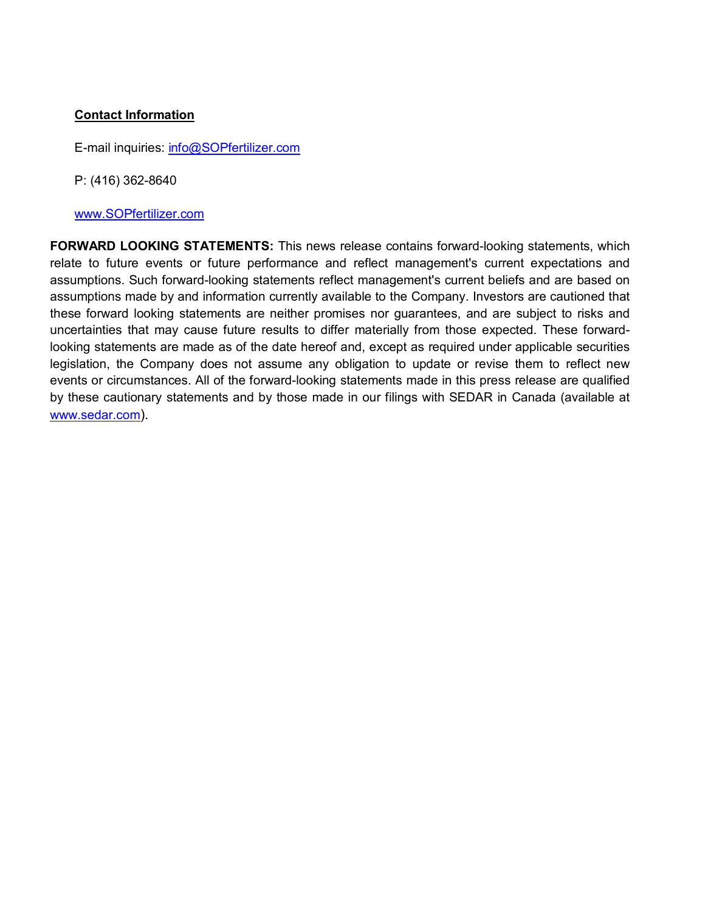**Contact Information**

E-mail inquiries: info@SOPfertilizer.com

P: (416) 362-8640

www.SOPfertilizer.com

**FORWARD LOOKING STATEMENTS:** This news release contains forward-looking statements, which relate to future events or future performance and reflect management's current expectations and assumptions. Such forward-looking statements reflect management's current beliefs and are based on assumptions made by and information currently available to the Company. Investors are cautioned that these forward looking statements are neither promises nor guarantees, and are subject to risks and uncertainties that may cause future results to differ materially from those expected. These forward-looking statements are made as of the date hereof and, except as required under applicable securities legislation, the Company does not assume any obligation to update or revise them to reflect new events or circumstances. All of the forward-looking statements made in this press release are qualified by these cautionary statements and by those made in our filings with SEDAR in Canada (available at www.sedar.com).